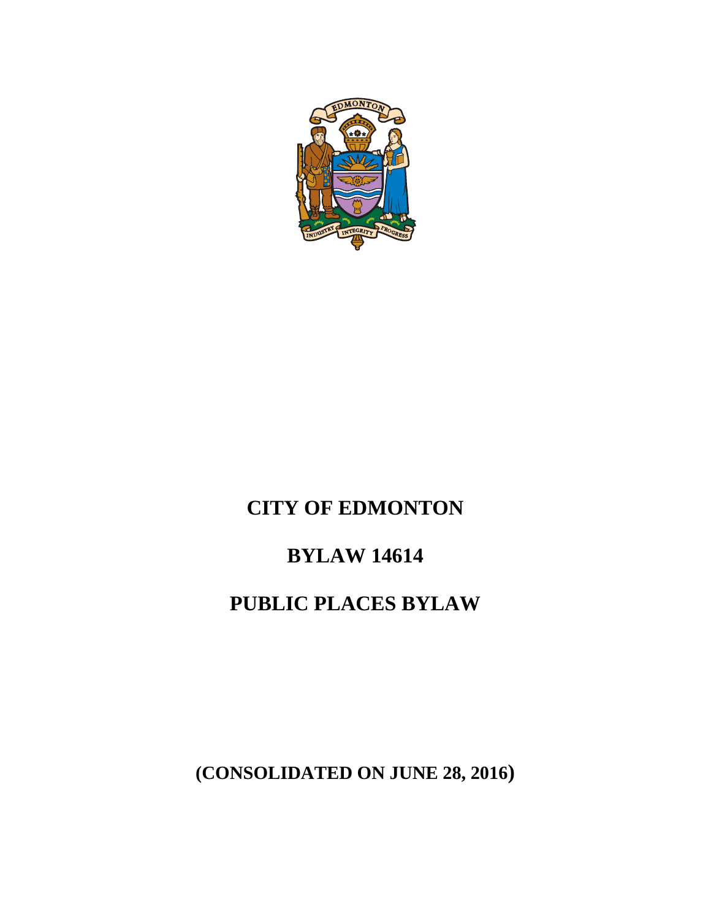# CITY OF EDMONTON

# BYLAW 14614

# PUBLIC PLACES BYLAW

**(CONSOLIDATED ON JUNE 28, 2016)**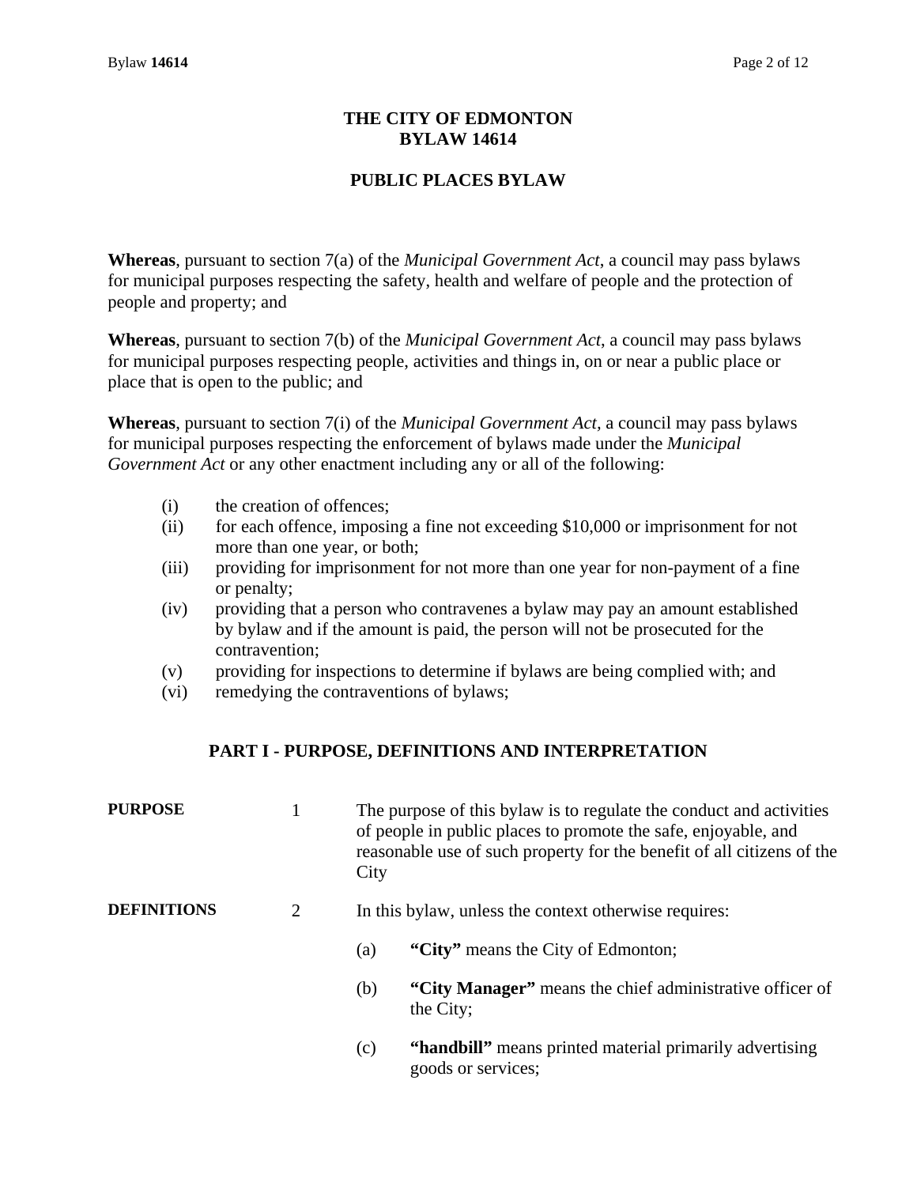# THE CITY OF EDMONTON
# BYLAW 14614

## PUBLIC PLACES BYLAW

**Whereas**, pursuant to section 7(a) of the *Municipal Government Act*, a council may pass bylaws for municipal purposes respecting the safety, health and welfare of people and the protection of people and property; and

**Whereas**, pursuant to section 7(b) of the *Municipal Government Act*, a council may pass bylaws for municipal purposes respecting people, activities and things in, on or near a public place or place that is open to the public; and

**Whereas**, pursuant to section 7(i) of the *Municipal Government Act*, a council may pass bylaws for municipal purposes respecting the enforcement of bylaws made under the *Municipal Government Act* or any other enactment including any or all of the following:

(i) the creation of offences;

(ii) for each offence, imposing a fine not exceeding $10,000 or imprisonment for not more than one year, or both;

(iii) providing for imprisonment for not more than one year for non-payment of a fine or penalty;

(iv) providing that a person who contravenes a bylaw may pay an amount established by bylaw and if the amount is paid, the person will not be prosecuted for the contravention;

(v) providing for inspections to determine if bylaws are being complied with; and

(vi) remedying the contraventions of bylaws;

## PART I - PURPOSE, DEFINITIONS AND INTERPRETATION

**PURPOSE**

1 The purpose of this bylaw is to regulate the conduct and activities of people in public places to promote the safe, enjoyable, and reasonable use of such property for the benefit of all citizens of the City

**DEFINITIONS**

2 In this bylaw, unless the context otherwise requires:

(a) **"City"** means the City of Edmonton;

(b) **"City Manager"** means the chief administrative officer of the City;

(c) **"handbill"** means printed material primarily advertising goods or services;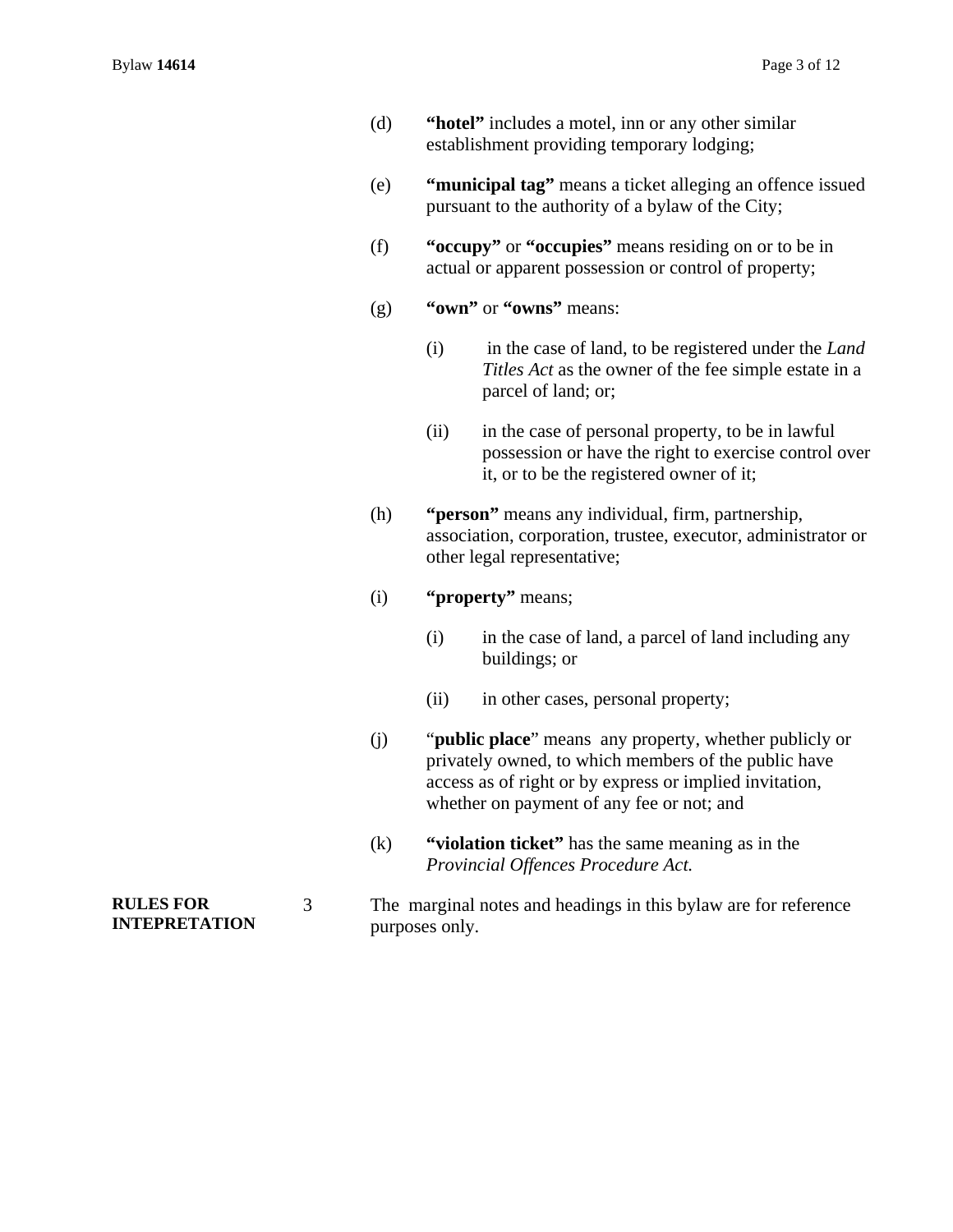(d) **"hotel"** includes a motel, inn or any other similar establishment providing temporary lodging;

(e) **"municipal tag"** means a ticket alleging an offence issued pursuant to the authority of a bylaw of the City;

(f) **"occupy"** or **"occupies"** means residing on or to be in actual or apparent possession or control of property;

(g) **"own"** or **"owns"** means:

  (i) in the case of land, to be registered under the *Land Titles Act* as the owner of the fee simple estate in a parcel of land; or;

  (ii) in the case of personal property, to be in lawful possession or have the right to exercise control over it, or to be the registered owner of it;

(h) **"person"** means any individual, firm, partnership, association, corporation, trustee, executor, administrator or other legal representative;

(i) **"property"** means;

  (i) in the case of land, a parcel of land including any buildings; or

  (ii) in other cases, personal property;

(j) "**public place**" means any property, whether publicly or privately owned, to which members of the public have access as of right or by express or implied invitation, whether on payment of any fee or not; and

(k) **"violation ticket"** has the same meaning as in the *Provincial Offences Procedure Act.*

**RULES FOR INTEPRETATION**

3 The marginal notes and headings in this bylaw are for reference purposes only.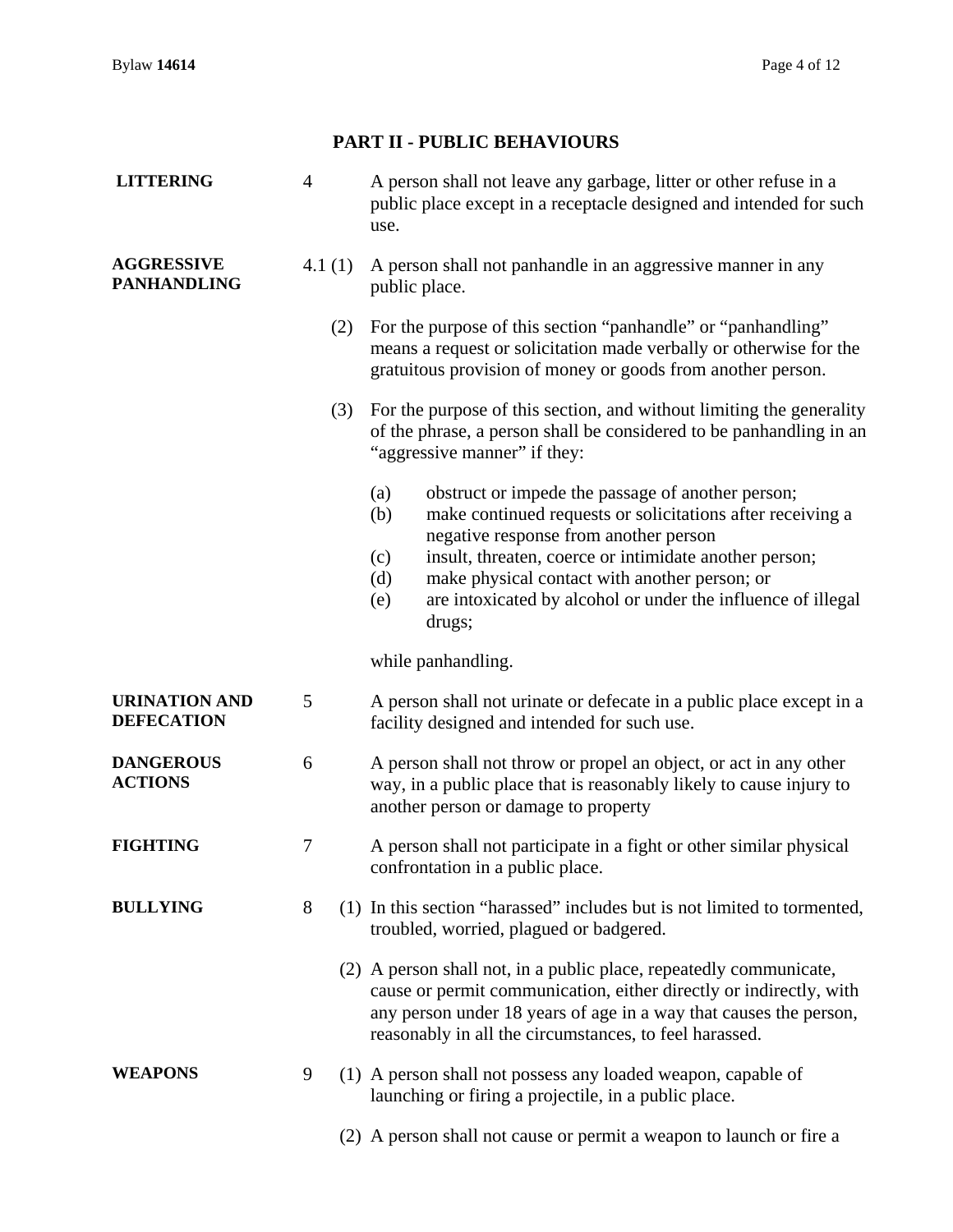## PART II - PUBLIC BEHAVIOURS

**LITTERING**

4 A person shall not leave any garbage, litter or other refuse in a public place except in a receptacle designed and intended for such use.

**AGGRESSIVE PANHANDLING**

4.1 (1) A person shall not panhandle in an aggressive manner in any public place.

(2) For the purpose of this section "panhandle" or "panhandling" means a request or solicitation made verbally or otherwise for the gratuitous provision of money or goods from another person.

(3) For the purpose of this section, and without limiting the generality of the phrase, a person shall be considered to be panhandling in an "aggressive manner" if they:

(a) obstruct or impede the passage of another person;
(b) make continued requests or solicitations after receiving a negative response from another person
(c) insult, threaten, coerce or intimidate another person;
(d) make physical contact with another person; or
(e) are intoxicated by alcohol or under the influence of illegal drugs;

while panhandling.

**URINATION AND DEFECATION**

5 A person shall not urinate or defecate in a public place except in a facility designed and intended for such use.

**DANGEROUS ACTIONS**

6 A person shall not throw or propel an object, or act in any other way, in a public place that is reasonably likely to cause injury to another person or damage to property

**FIGHTING**

7 A person shall not participate in a fight or other similar physical confrontation in a public place.

**BULLYING**

8 (1) In this section "harassed" includes but is not limited to tormented, troubled, worried, plagued or badgered.

(2) A person shall not, in a public place, repeatedly communicate, cause or permit communication, either directly or indirectly, with any person under 18 years of age in a way that causes the person, reasonably in all the circumstances, to feel harassed.

**WEAPONS**

9 (1) A person shall not possess any loaded weapon, capable of launching or firing a projectile, in a public place.

(2) A person shall not cause or permit a weapon to launch or fire a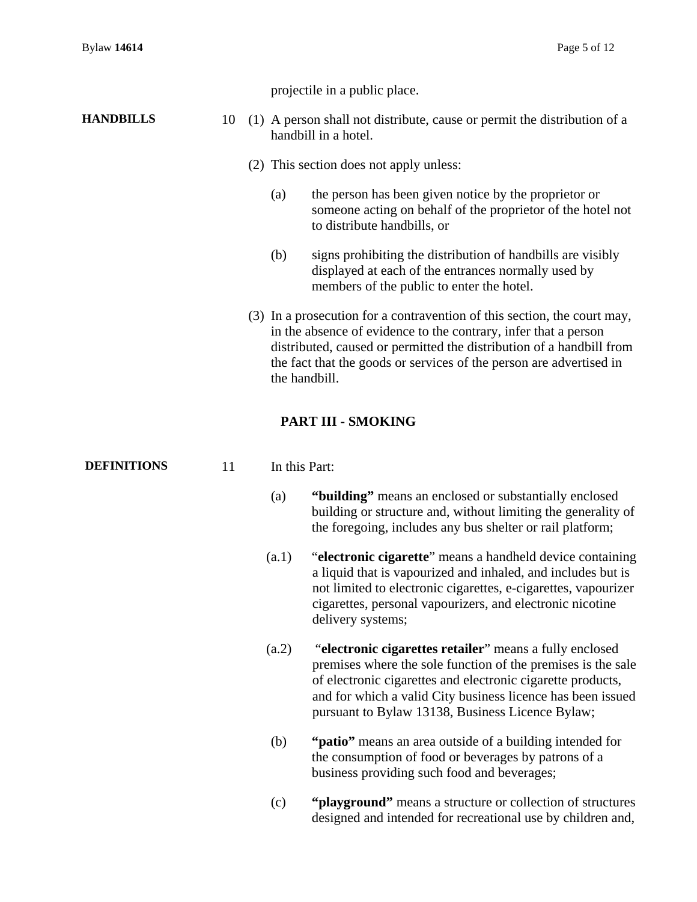projectile in a public place.

**HANDBILLS**

10 (1) A person shall not distribute, cause or permit the distribution of a handbill in a hotel.

(2) This section does not apply unless:

(a) the person has been given notice by the proprietor or someone acting on behalf of the proprietor of the hotel not to distribute handbills, or

(b) signs prohibiting the distribution of handbills are visibly displayed at each of the entrances normally used by members of the public to enter the hotel.

(3) In a prosecution for a contravention of this section, the court may, in the absence of evidence to the contrary, infer that a person distributed, caused or permitted the distribution of a handbill from the fact that the goods or services of the person are advertised in the handbill.

## PART III - SMOKING

**DEFINITIONS**

11 In this Part:

(a) **"building"** means an enclosed or substantially enclosed building or structure and, without limiting the generality of the foregoing, includes any bus shelter or rail platform;

(a.1) "**electronic cigarette**" means a handheld device containing a liquid that is vapourized and inhaled, and includes but is not limited to electronic cigarettes, e-cigarettes, vapourizer cigarettes, personal vapourizers, and electronic nicotine delivery systems;

(a.2) "**electronic cigarettes retailer**" means a fully enclosed premises where the sole function of the premises is the sale of electronic cigarettes and electronic cigarette products, and for which a valid City business licence has been issued pursuant to Bylaw 13138, Business Licence Bylaw;

(b) **"patio"** means an area outside of a building intended for the consumption of food or beverages by patrons of a business providing such food and beverages;

(c) **"playground"** means a structure or collection of structures designed and intended for recreational use by children and,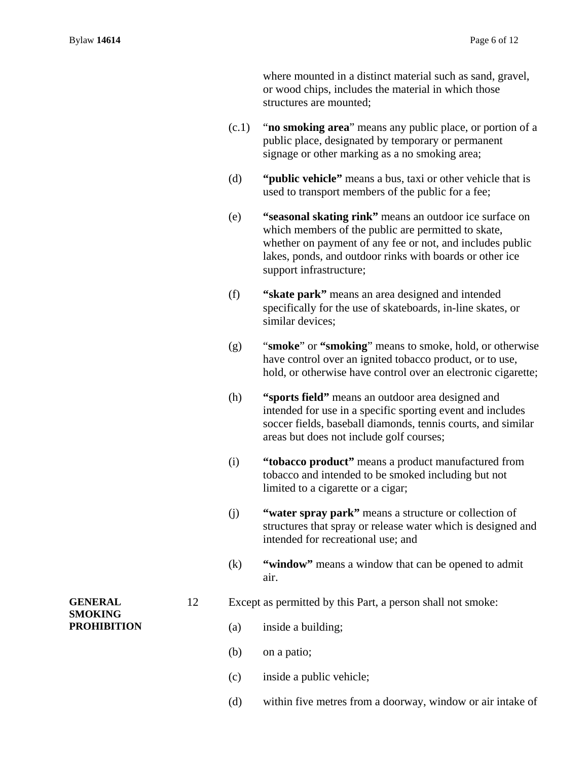where mounted in a distinct material such as sand, gravel, or wood chips, includes the material in which those structures are mounted;

(c.1) "**no smoking area**" means any public place, or portion of a public place, designated by temporary or permanent signage or other marking as a no smoking area;

(d) **"public vehicle"** means a bus, taxi or other vehicle that is used to transport members of the public for a fee;

(e) **"seasonal skating rink"** means an outdoor ice surface on which members of the public are permitted to skate, whether on payment of any fee or not, and includes public lakes, ponds, and outdoor rinks with boards or other ice support infrastructure;

(f) **"skate park"** means an area designed and intended specifically for the use of skateboards, in-line skates, or similar devices;

(g) "**smoke**" or **"smoking**" means to smoke, hold, or otherwise have control over an ignited tobacco product, or to use, hold, or otherwise have control over an electronic cigarette;

(h) **"sports field"** means an outdoor area designed and intended for use in a specific sporting event and includes soccer fields, baseball diamonds, tennis courts, and similar areas but does not include golf courses;

(i) **"tobacco product"** means a product manufactured from tobacco and intended to be smoked including but not limited to a cigarette or a cigar;

(j) **"water spray park"** means a structure or collection of structures that spray or release water which is designed and intended for recreational use; and

(k) **"window"** means a window that can be opened to admit air.

**GENERAL SMOKING PROHIBITION**

12 Except as permitted by this Part, a person shall not smoke:

(a) inside a building;

(b) on a patio;

(c) inside a public vehicle;

(d) within five metres from a doorway, window or air intake of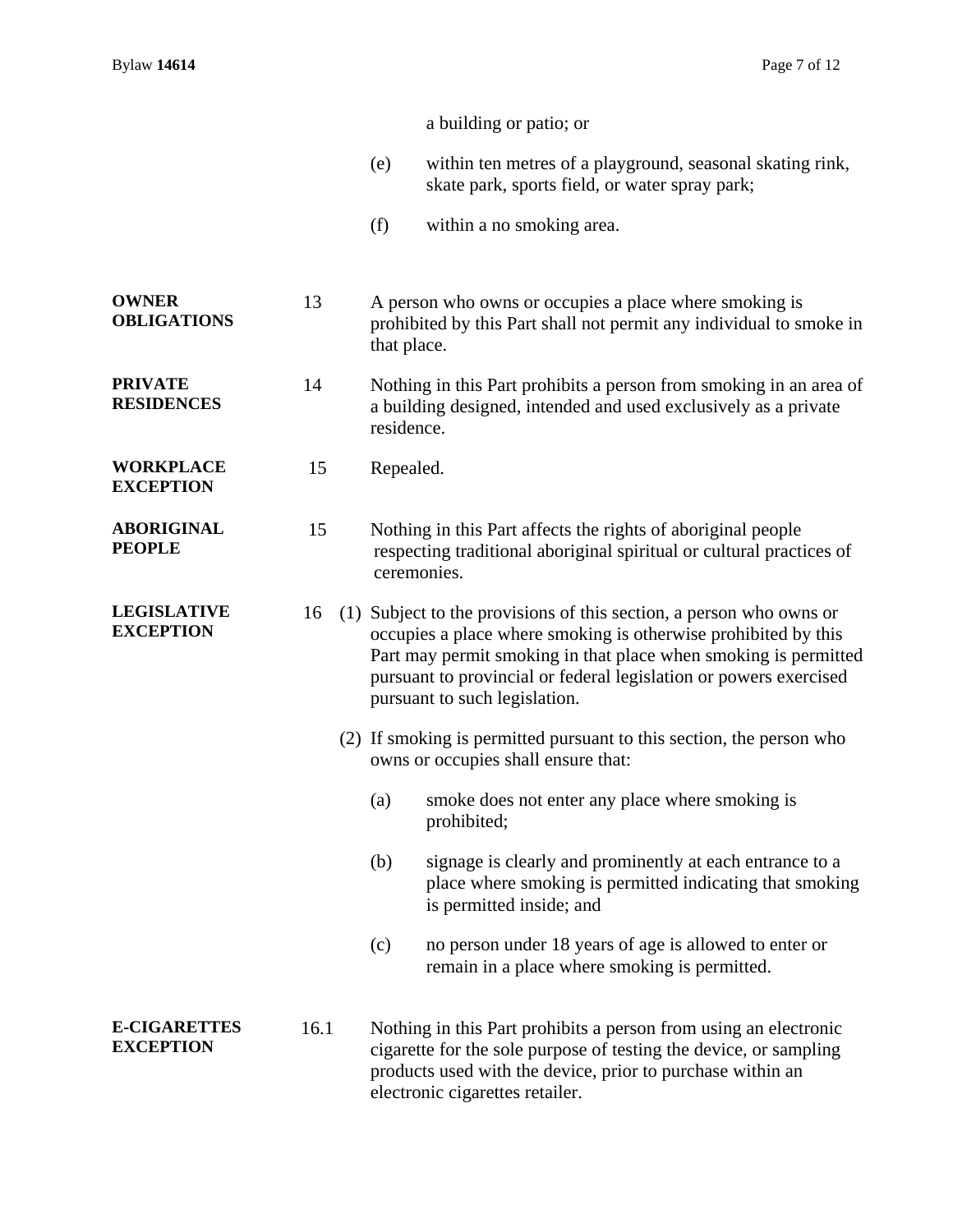a building or patio; or

(e) within ten metres of a playground, seasonal skating rink, skate park, sports field, or water spray park;

(f) within a no smoking area.

**OWNER OBLIGATIONS**

13 A person who owns or occupies a place where smoking is prohibited by this Part shall not permit any individual to smoke in that place.

**PRIVATE RESIDENCES**

14 Nothing in this Part prohibits a person from smoking in an area of a building designed, intended and used exclusively as a private residence.

**WORKPLACE EXCEPTION**

15 Repealed.

**ABORIGINAL PEOPLE**

15 Nothing in this Part affects the rights of aboriginal people respecting traditional aboriginal spiritual or cultural practices of ceremonies.

**LEGISLATIVE EXCEPTION**

16 (1) Subject to the provisions of this section, a person who owns or occupies a place where smoking is otherwise prohibited by this Part may permit smoking in that place when smoking is permitted pursuant to provincial or federal legislation or powers exercised pursuant to such legislation.

(2) If smoking is permitted pursuant to this section, the person who owns or occupies shall ensure that:

(a) smoke does not enter any place where smoking is prohibited;

(b) signage is clearly and prominently at each entrance to a place where smoking is permitted indicating that smoking is permitted inside; and

(c) no person under 18 years of age is allowed to enter or remain in a place where smoking is permitted.

**E-CIGARETTES EXCEPTION**

16.1 Nothing in this Part prohibits a person from using an electronic cigarette for the sole purpose of testing the device, or sampling products used with the device, prior to purchase within an electronic cigarettes retailer.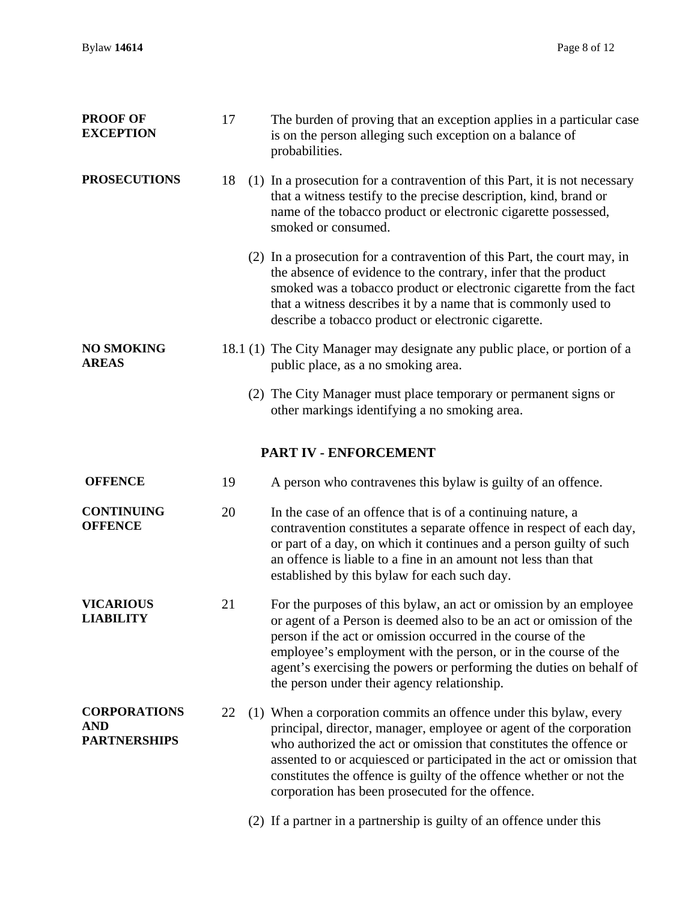**PROOF OF EXCEPTION**

17 The burden of proving that an exception applies in a particular case is on the person alleging such exception on a balance of probabilities.

**PROSECUTIONS**

18 (1) In a prosecution for a contravention of this Part, it is not necessary that a witness testify to the precise description, kind, brand or name of the tobacco product or electronic cigarette possessed, smoked or consumed.

(2) In a prosecution for a contravention of this Part, the court may, in the absence of evidence to the contrary, infer that the product smoked was a tobacco product or electronic cigarette from the fact that a witness describes it by a name that is commonly used to describe a tobacco product or electronic cigarette.

**NO SMOKING AREAS**

18.1 (1) The City Manager may designate any public place, or portion of a public place, as a no smoking area.

(2) The City Manager must place temporary or permanent signs or other markings identifying a no smoking area.

## PART IV - ENFORCEMENT

**OFFENCE**

19 A person who contravenes this bylaw is guilty of an offence.

**CONTINUING OFFENCE**

20 In the case of an offence that is of a continuing nature, a contravention constitutes a separate offence in respect of each day, or part of a day, on which it continues and a person guilty of such an offence is liable to a fine in an amount not less than that established by this bylaw for each such day.

**VICARIOUS LIABILITY**

21 For the purposes of this bylaw, an act or omission by an employee or agent of a Person is deemed also to be an act or omission of the person if the act or omission occurred in the course of the employee's employment with the person, or in the course of the agent's exercising the powers or performing the duties on behalf of the person under their agency relationship.

**CORPORATIONS AND PARTNERSHIPS**

22 (1) When a corporation commits an offence under this bylaw, every principal, director, manager, employee or agent of the corporation who authorized the act or omission that constitutes the offence or assented to or acquiesced or participated in the act or omission that constitutes the offence is guilty of the offence whether or not the corporation has been prosecuted for the offence.

(2) If a partner in a partnership is guilty of an offence under this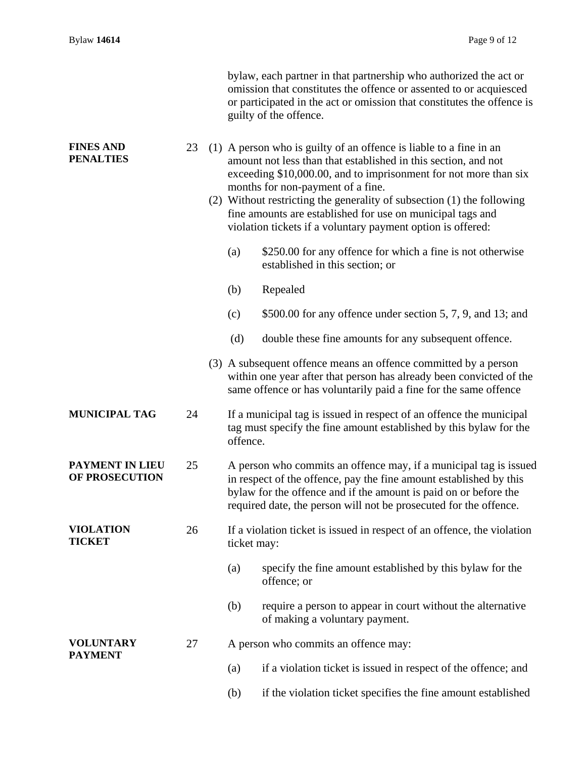bylaw, each partner in that partnership who authorized the act or omission that constitutes the offence or assented to or acquiesced or participated in the act or omission that constitutes the offence is guilty of the offence.

**FINES AND PENALTIES**

23 (1) A person who is guilty of an offence is liable to a fine in an amount not less than that established in this section, and not exceeding $10,000.00, and to imprisonment for not more than six months for non-payment of a fine.

(2) Without restricting the generality of subsection (1) the following fine amounts are established for use on municipal tags and violation tickets if a voluntary payment option is offered:

(a) $250.00 for any offence for which a fine is not otherwise established in this section; or

(b) Repealed

(c) $500.00 for any offence under section 5, 7, 9, and 13; and

(d) double these fine amounts for any subsequent offence.

(3) A subsequent offence means an offence committed by a person within one year after that person has already been convicted of the same offence or has voluntarily paid a fine for the same offence

**MUNICIPAL TAG**

24 If a municipal tag is issued in respect of an offence the municipal tag must specify the fine amount established by this bylaw for the offence.

**PAYMENT IN LIEU OF PROSECUTION**

25 A person who commits an offence may, if a municipal tag is issued in respect of the offence, pay the fine amount established by this bylaw for the offence and if the amount is paid on or before the required date, the person will not be prosecuted for the offence.

**VIOLATION TICKET**

26 If a violation ticket is issued in respect of an offence, the violation ticket may:

(a) specify the fine amount established by this bylaw for the offence; or

(b) require a person to appear in court without the alternative of making a voluntary payment.

**VOLUNTARY PAYMENT**

27 A person who commits an offence may:

(a) if a violation ticket is issued in respect of the offence; and

(b) if the violation ticket specifies the fine amount established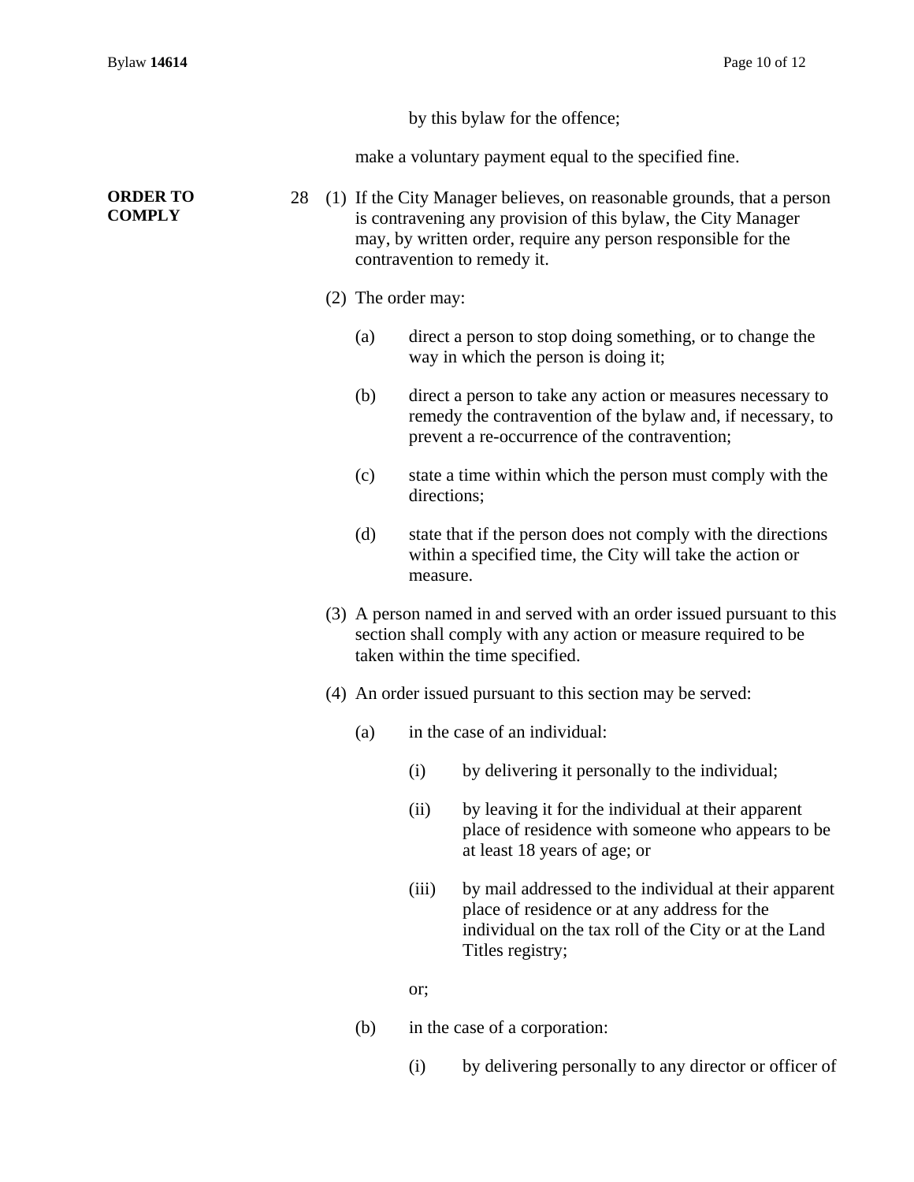by this bylaw for the offence;

make a voluntary payment equal to the specified fine.

**ORDER TO COMPLY**

28 (1) If the City Manager believes, on reasonable grounds, that a person is contravening any provision of this bylaw, the City Manager may, by written order, require any person responsible for the contravention to remedy it.

(2) The order may:

(a) direct a person to stop doing something, or to change the way in which the person is doing it;

(b) direct a person to take any action or measures necessary to remedy the contravention of the bylaw and, if necessary, to prevent a re-occurrence of the contravention;

(c) state a time within which the person must comply with the directions;

(d) state that if the person does not comply with the directions within a specified time, the City will take the action or measure.

(3) A person named in and served with an order issued pursuant to this section shall comply with any action or measure required to be taken within the time specified.

(4) An order issued pursuant to this section may be served:

(a) in the case of an individual:

(i) by delivering it personally to the individual;

(ii) by leaving it for the individual at their apparent place of residence with someone who appears to be at least 18 years of age; or

(iii) by mail addressed to the individual at their apparent place of residence or at any address for the individual on the tax roll of the City or at the Land Titles registry;

or;

(b) in the case of a corporation:

(i) by delivering personally to any director or officer of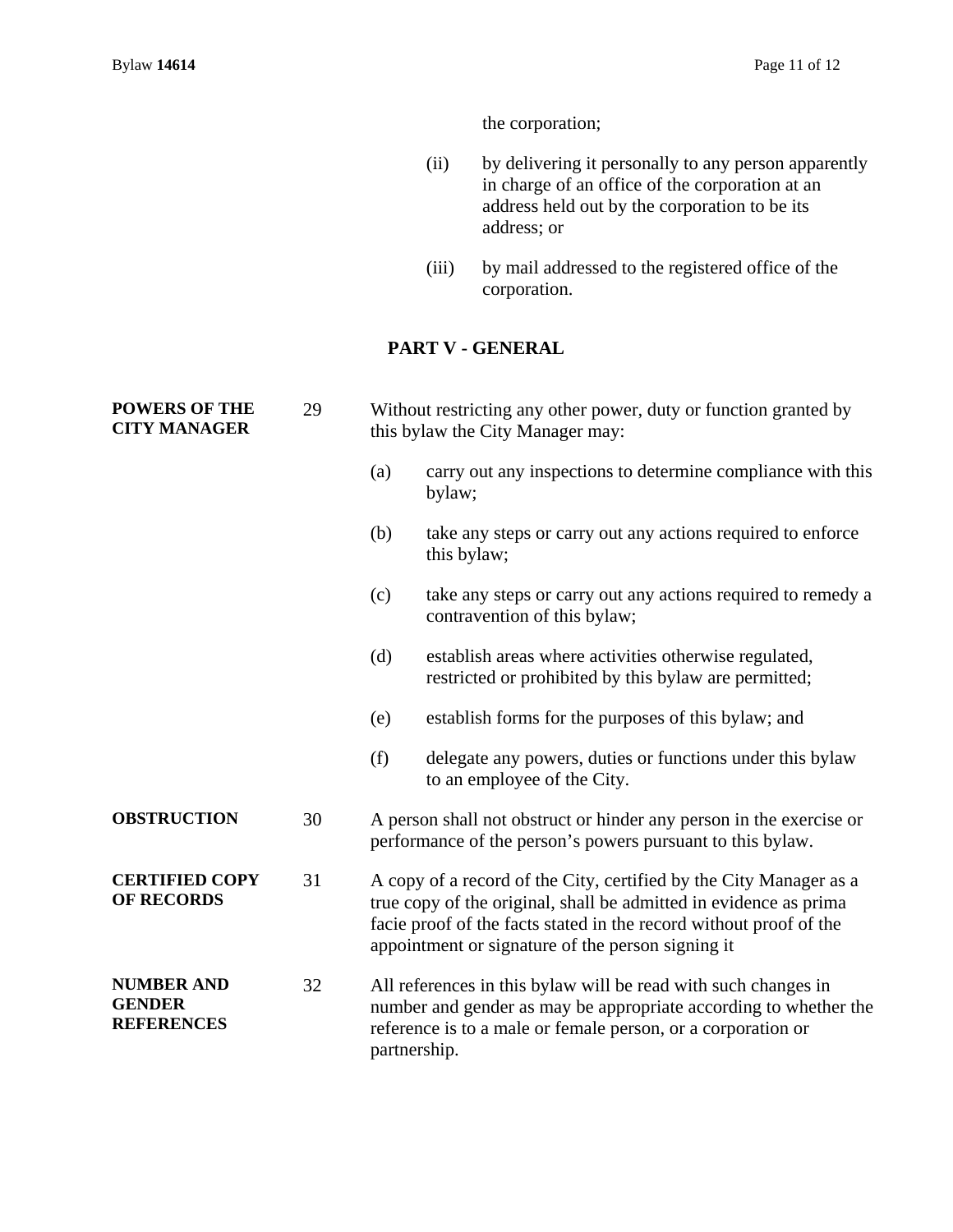the corporation;

(ii) by delivering it personally to any person apparently in charge of an office of the corporation at an address held out by the corporation to be its address; or

(iii) by mail addressed to the registered office of the corporation.

## PART V - GENERAL

**POWERS OF THE CITY MANAGER**

29 Without restricting any other power, duty or function granted by this bylaw the City Manager may:

(a) carry out any inspections to determine compliance with this bylaw;

(b) take any steps or carry out any actions required to enforce this bylaw;

(c) take any steps or carry out any actions required to remedy a contravention of this bylaw;

(d) establish areas where activities otherwise regulated, restricted or prohibited by this bylaw are permitted;

(e) establish forms for the purposes of this bylaw; and

(f) delegate any powers, duties or functions under this bylaw to an employee of the City.

**OBSTRUCTION**

30 A person shall not obstruct or hinder any person in the exercise or performance of the person's powers pursuant to this bylaw.

**CERTIFIED COPY OF RECORDS**

31 A copy of a record of the City, certified by the City Manager as a true copy of the original, shall be admitted in evidence as prima facie proof of the facts stated in the record without proof of the appointment or signature of the person signing it

**NUMBER AND GENDER REFERENCES**

32 All references in this bylaw will be read with such changes in number and gender as may be appropriate according to whether the reference is to a male or female person, or a corporation or partnership.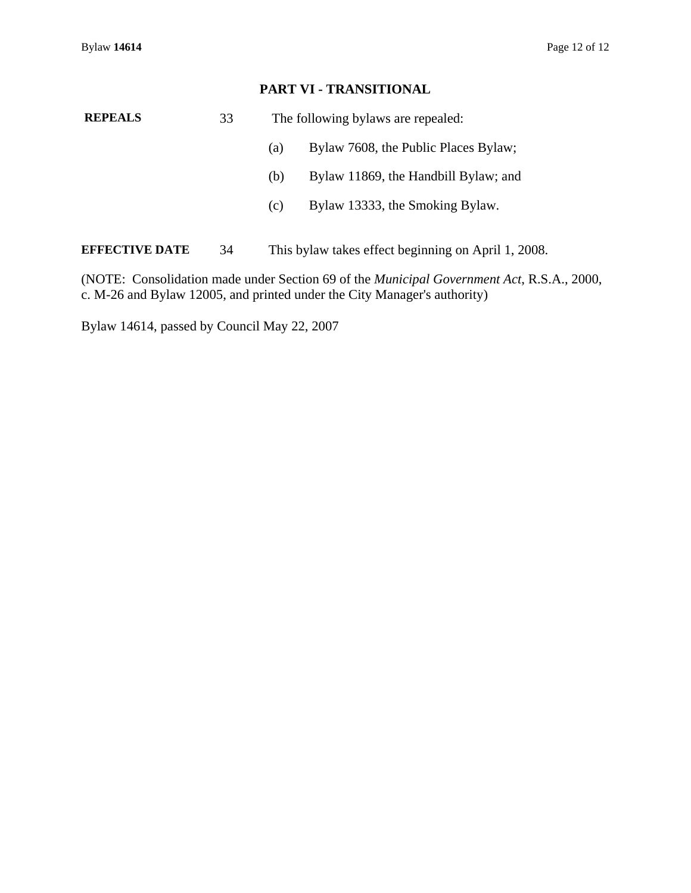## PART VI - TRANSITIONAL

**REPEALS** 33 The following bylaws are repealed:

(a) Bylaw 7608, the Public Places Bylaw;

(b) Bylaw 11869, the Handbill Bylaw; and

(c) Bylaw 13333, the Smoking Bylaw.

**EFFECTIVE DATE** 34 This bylaw takes effect beginning on April 1, 2008.

(NOTE: Consolidation made under Section 69 of the *Municipal Government Act*, R.S.A., 2000, c. M-26 and Bylaw 12005, and printed under the City Manager's authority)

Bylaw 14614, passed by Council May 22, 2007